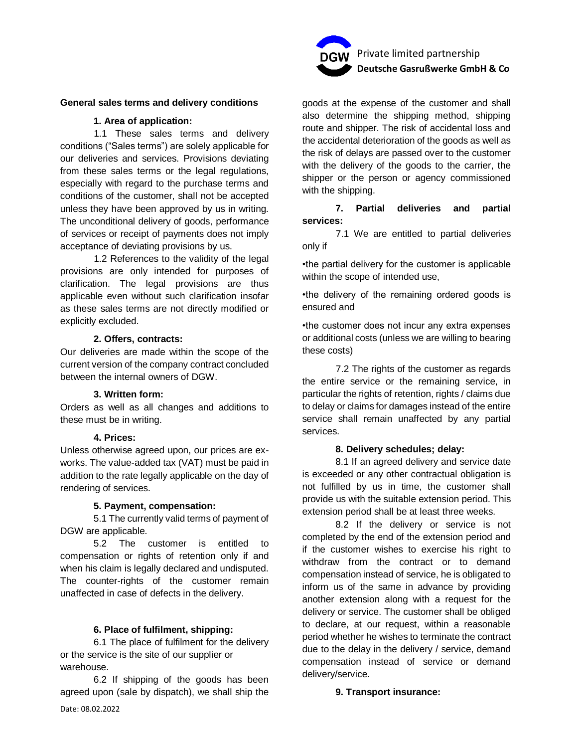# General sales terms and delivery conditions

## 1. Area of application:

1.1 These sales terms and delivery conditions ("Sales terms") are solely applicable for our deliveries and services. Provisions deviating from these sales terms or the legal regulations, especially with regard to the purchase terms and conditions of the customer, shall not be accepted unless they have been approved by us in writing. The unconditional delivery of goods, performance of services or receipt of payments does not imply acceptance of deviating provisions by us.

1.2 References to the validity of the legal provisions are only intended for purposes of clarification. The legal provisions are thus applicable even without such clarification insofar as these sales terms are not directly modified or explicitly excluded.

## 2. Offers, contracts:

Our deliveries are made within the scope of the current version of the company contract concluded between the internal owners of DGW.

## 3. Written form:

Orders as well as all changes and additions to these must be in writing.

## 4. Prices:

Unless otherwise agreed upon, our prices are ex-works. The value-added tax (VAT) must be paid in addition to the rate legally applicable on the day of rendering of services.

## 5. Payment, compensation:

5.1 The currently valid terms of payment of DGW are applicable.

5.2 The customer is entitled to compensation or rights of retention only if and when his claim is legally declared and undisputed. The counter-rights of the customer remain unaffected in case of defects in the delivery.

## 6. Place of fulfilment, shipping:

6.1 The place of fulfilment for the delivery or the service is the site of our supplier or warehouse.

6.2 If shipping of the goods has been agreed upon (sale by dispatch), we shall ship the goods at the expense of the customer and shall also determine the shipping method, shipping route and shipper. The risk of accidental loss and the accidental deterioration of the goods as well as the risk of delays are passed over to the customer with the delivery of the goods to the carrier, the shipper or the person or agency commissioned with the shipping.

## 7. Partial deliveries and partial services:

7.1 We are entitled to partial deliveries only if

- the partial delivery for the customer is applicable within the scope of intended use,
- the delivery of the remaining ordered goods is ensured and
- the customer does not incur any extra expenses or additional costs (unless we are willing to bearing these costs)

7.2 The rights of the customer as regards the entire service or the remaining service, in particular the rights of retention, rights / claims due to delay or claims for damages instead of the entire service shall remain unaffected by any partial services.

## 8. Delivery schedules; delay:

8.1 If an agreed delivery and service date is exceeded or any other contractual obligation is not fulfilled by us in time, the customer shall provide us with the suitable extension period. This extension period shall be at least three weeks.

8.2 If the delivery or service is not completed by the end of the extension period and if the customer wishes to exercise his right to withdraw from the contract or to demand compensation instead of service, he is obligated to inform us of the same in advance by providing another extension along with a request for the delivery or service. The customer shall be obliged to declare, at our request, within a reasonable period whether he wishes to terminate the contract due to the delay in the delivery / service, demand compensation instead of service or demand delivery/service.

## 9. Transport insurance: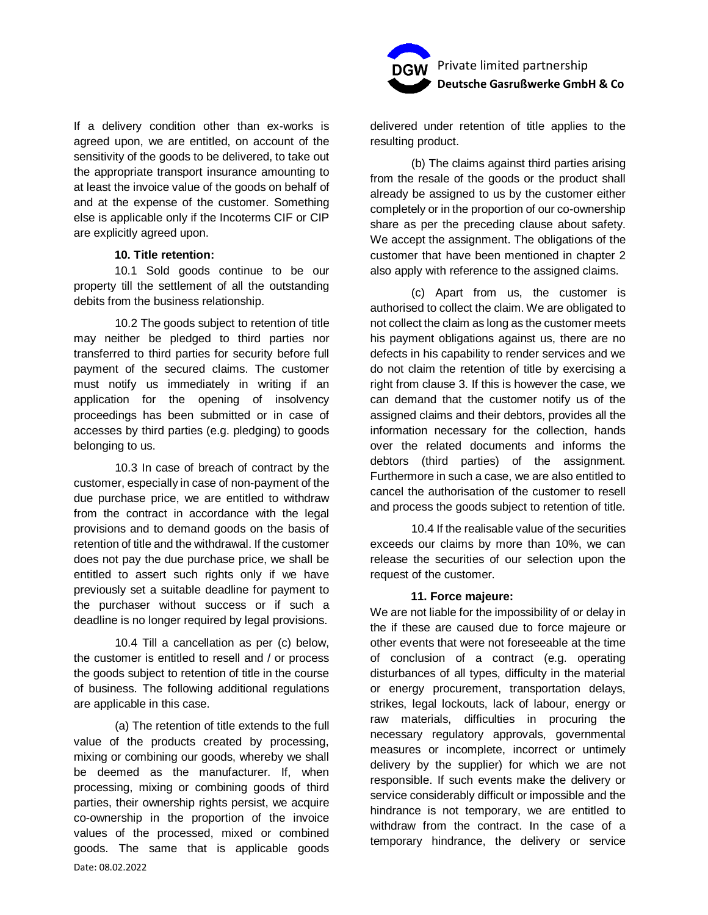If a delivery condition other than ex-works is agreed upon, we are entitled, on account of the sensitivity of the goods to be delivered, to take out the appropriate transport insurance amounting to at least the invoice value of the goods on behalf of and at the expense of the customer. Something else is applicable only if the Incoterms CIF or CIP are explicitly agreed upon.

**10. Title retention:**

10.1 Sold goods continue to be our property till the settlement of all the outstanding debits from the business relationship.

10.2 The goods subject to retention of title may neither be pledged to third parties nor transferred to third parties for security before full payment of the secured claims. The customer must notify us immediately in writing if an application for the opening of insolvency proceedings has been submitted or in case of accesses by third parties (e.g. pledging) to goods belonging to us.

10.3 In case of breach of contract by the customer, especially in case of non-payment of the due purchase price, we are entitled to withdraw from the contract in accordance with the legal provisions and to demand goods on the basis of retention of title and the withdrawal. If the customer does not pay the due purchase price, we shall be entitled to assert such rights only if we have previously set a suitable deadline for payment to the purchaser without success or if such a deadline is no longer required by legal provisions.

10.4 Till a cancellation as per (c) below, the customer is entitled to resell and / or process the goods subject to retention of title in the course of business. The following additional regulations are applicable in this case.

(a) The retention of title extends to the full value of the products created by processing, mixing or combining our goods, whereby we shall be deemed as the manufacturer. If, when processing, mixing or combining goods of third parties, their ownership rights persist, we acquire co-ownership in the proportion of the invoice values of the processed, mixed or combined goods. The same that is applicable goods delivered under retention of title applies to the resulting product.

(b) The claims against third parties arising from the resale of the goods or the product shall already be assigned to us by the customer either completely or in the proportion of our co-ownership share as per the preceding clause about safety. We accept the assignment. The obligations of the customer that have been mentioned in chapter 2 also apply with reference to the assigned claims.

(c) Apart from us, the customer is authorised to collect the claim. We are obligated to not collect the claim as long as the customer meets his payment obligations against us, there are no defects in his capability to render services and we do not claim the retention of title by exercising a right from clause 3. If this is however the case, we can demand that the customer notify us of the assigned claims and their debtors, provides all the information necessary for the collection, hands over the related documents and informs the debtors (third parties) of the assignment. Furthermore in such a case, we are also entitled to cancel the authorisation of the customer to resell and process the goods subject to retention of title.

10.4 If the realisable value of the securities exceeds our claims by more than 10%, we can release the securities of our selection upon the request of the customer.

**11. Force majeure:**

We are not liable for the impossibility of or delay in the if these are caused due to force majeure or other events that were not foreseeable at the time of conclusion of a contract (e.g. operating disturbances of all types, difficulty in the material or energy procurement, transportation delays, strikes, legal lockouts, lack of labour, energy or raw materials, difficulties in procuring the necessary regulatory approvals, governmental measures or incomplete, incorrect or untimely delivery by the supplier) for which we are not responsible. If such events make the delivery or service considerably difficult or impossible and the hindrance is not temporary, we are entitled to withdraw from the contract. In the case of a temporary hindrance, the delivery or service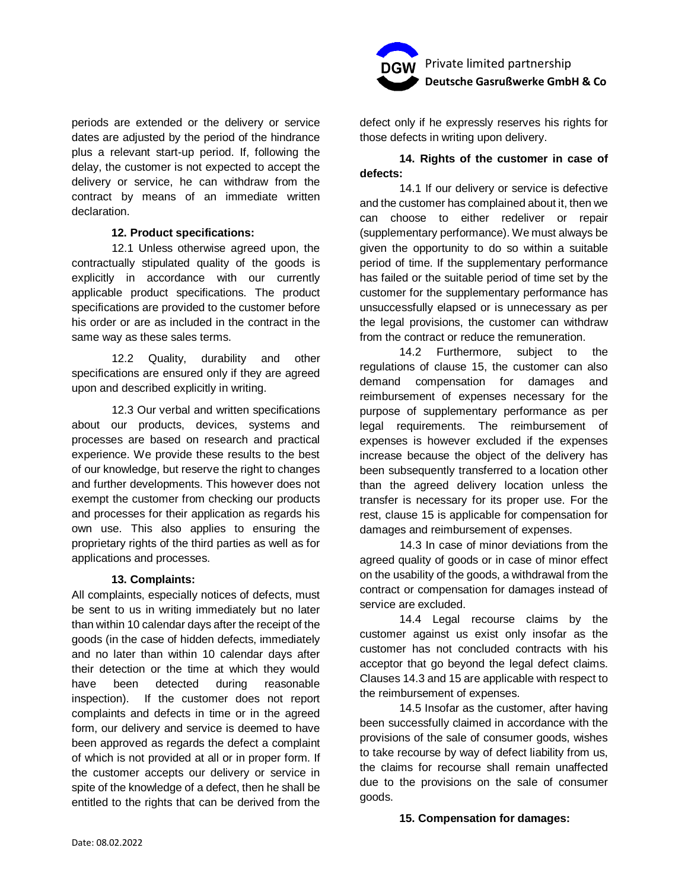periods are extended or the delivery or service dates are adjusted by the period of the hindrance plus a relevant start-up period. If, following the delay, the customer is not expected to accept the delivery or service, he can withdraw from the contract by means of an immediate written declaration.

**12. Product specifications:**

12.1 Unless otherwise agreed upon, the contractually stipulated quality of the goods is explicitly in accordance with our currently applicable product specifications. The product specifications are provided to the customer before his order or are as included in the contract in the same way as these sales terms.

12.2 Quality, durability and other specifications are ensured only if they are agreed upon and described explicitly in writing.

12.3 Our verbal and written specifications about our products, devices, systems and processes are based on research and practical experience. We provide these results to the best of our knowledge, but reserve the right to changes and further developments. This however does not exempt the customer from checking our products and processes for their application as regards his own use. This also applies to ensuring the proprietary rights of the third parties as well as for applications and processes.

**13. Complaints:**

All complaints, especially notices of defects, must be sent to us in writing immediately but no later than within 10 calendar days after the receipt of the goods (in the case of hidden defects, immediately and no later than within 10 calendar days after their detection or the time at which they would have been detected during reasonable inspection). If the customer does not report complaints and defects in time or in the agreed form, our delivery and service is deemed to have been approved as regards the defect a complaint of which is not provided at all or in proper form. If the customer accepts our delivery or service in spite of the knowledge of a defect, then he shall be entitled to the rights that can be derived from the defect only if he expressly reserves his rights for those defects in writing upon delivery.

**14. Rights of the customer in case of defects:**

14.1 If our delivery or service is defective and the customer has complained about it, then we can choose to either redeliver or repair (supplementary performance). We must always be given the opportunity to do so within a suitable period of time. If the supplementary performance has failed or the suitable period of time set by the customer for the supplementary performance has unsuccessfully elapsed or is unnecessary as per the legal provisions, the customer can withdraw from the contract or reduce the remuneration.

14.2 Furthermore, subject to the regulations of clause 15, the customer can also demand compensation for damages and reimbursement of expenses necessary for the purpose of supplementary performance as per legal requirements. The reimbursement of expenses is however excluded if the expenses increase because the object of the delivery has been subsequently transferred to a location other than the agreed delivery location unless the transfer is necessary for its proper use. For the rest, clause 15 is applicable for compensation for damages and reimbursement of expenses.

14.3 In case of minor deviations from the agreed quality of goods or in case of minor effect on the usability of the goods, a withdrawal from the contract or compensation for damages instead of service are excluded.

14.4 Legal recourse claims by the customer against us exist only insofar as the customer has not concluded contracts with his acceptor that go beyond the legal defect claims. Clauses 14.3 and 15 are applicable with respect to the reimbursement of expenses.

14.5 Insofar as the customer, after having been successfully claimed in accordance with the provisions of the sale of consumer goods, wishes to take recourse by way of defect liability from us, the claims for recourse shall remain unaffected due to the provisions on the sale of consumer goods.

**15. Compensation for damages:**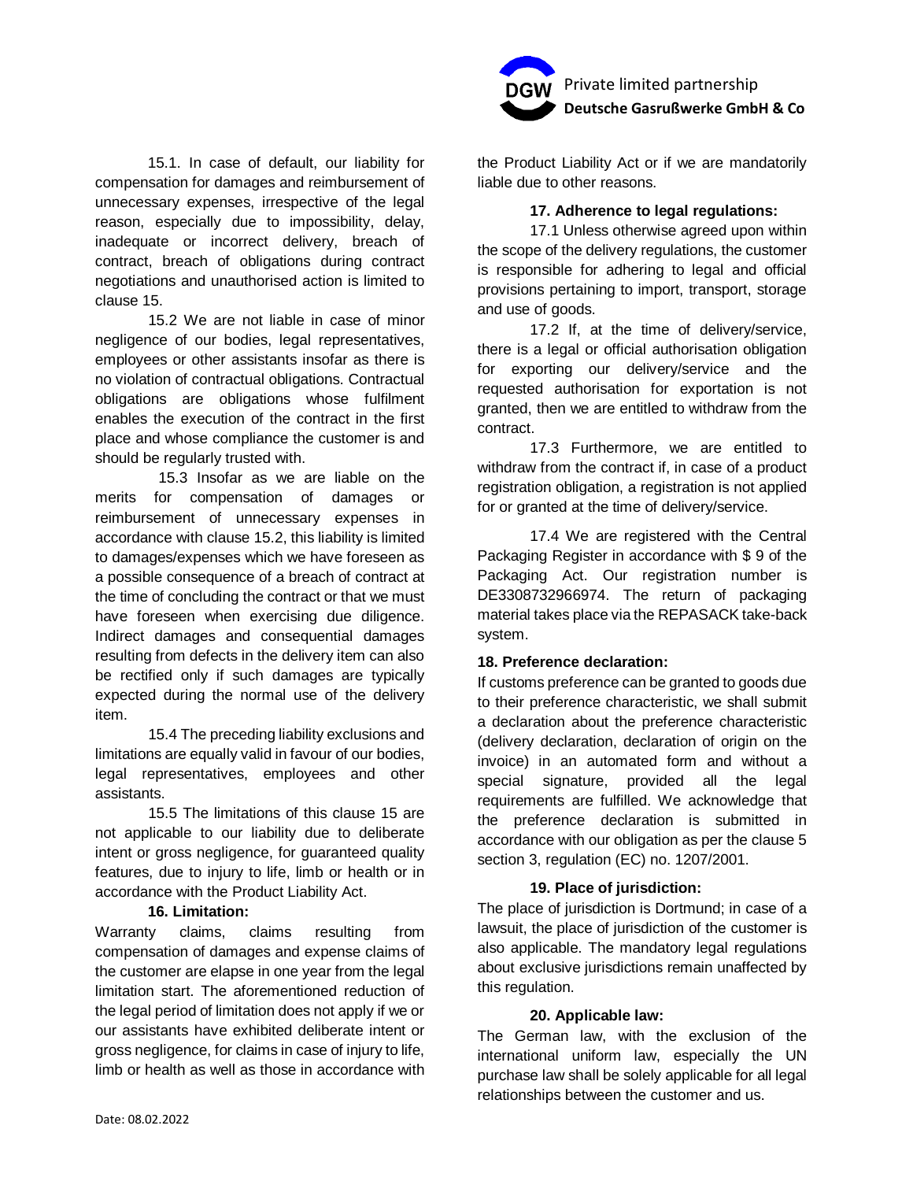15.1. In case of default, our liability for compensation for damages and reimbursement of unnecessary expenses, irrespective of the legal reason, especially due to impossibility, delay, inadequate or incorrect delivery, breach of contract, breach of obligations during contract negotiations and unauthorised action is limited to clause 15.

15.2 We are not liable in case of minor negligence of our bodies, legal representatives, employees or other assistants insofar as there is no violation of contractual obligations. Contractual obligations are obligations whose fulfilment enables the execution of the contract in the first place and whose compliance the customer is and should be regularly trusted with.

15.3 Insofar as we are liable on the merits for compensation of damages or reimbursement of unnecessary expenses in accordance with clause 15.2, this liability is limited to damages/expenses which we have foreseen as a possible consequence of a breach of contract at the time of concluding the contract or that we must have foreseen when exercising due diligence. Indirect damages and consequential damages resulting from defects in the delivery item can also be rectified only if such damages are typically expected during the normal use of the delivery item.

15.4 The preceding liability exclusions and limitations are equally valid in favour of our bodies, legal representatives, employees and other assistants.

15.5 The limitations of this clause 15 are not applicable to our liability due to deliberate intent or gross negligence, for guaranteed quality features, due to injury to life, limb or health or in accordance with the Product Liability Act.

**16. Limitation:**

Warranty claims, claims resulting from compensation of damages and expense claims of the customer are elapse in one year from the legal limitation start. The aforementioned reduction of the legal period of limitation does not apply if we or our assistants have exhibited deliberate intent or gross negligence, for claims in case of injury to life, limb or health as well as those in accordance with the Product Liability Act or if we are mandatorily liable due to other reasons.

**17. Adherence to legal regulations:**

17.1 Unless otherwise agreed upon within the scope of the delivery regulations, the customer is responsible for adhering to legal and official provisions pertaining to import, transport, storage and use of goods.

17.2 If, at the time of delivery/service, there is a legal or official authorisation obligation for exporting our delivery/service and the requested authorisation for exportation is not granted, then we are entitled to withdraw from the contract.

17.3 Furthermore, we are entitled to withdraw from the contract if, in case of a product registration obligation, a registration is not applied for or granted at the time of delivery/service.

17.4 We are registered with the Central Packaging Register in accordance with $ 9 of the Packaging Act. Our registration number is DE3308732966974. The return of packaging material takes place via the REPASACK take-back system.

**18. Preference declaration:**

If customs preference can be granted to goods due to their preference characteristic, we shall submit a declaration about the preference characteristic (delivery declaration, declaration of origin on the invoice) in an automated form and without a special signature, provided all the legal requirements are fulfilled. We acknowledge that the preference declaration is submitted in accordance with our obligation as per the clause 5 section 3, regulation (EC) no. 1207/2001.

**19. Place of jurisdiction:**

The place of jurisdiction is Dortmund; in case of a lawsuit, the place of jurisdiction of the customer is also applicable. The mandatory legal regulations about exclusive jurisdictions remain unaffected by this regulation.

**20. Applicable law:**

The German law, with the exclusion of the international uniform law, especially the UN purchase law shall be solely applicable for all legal relationships between the customer and us.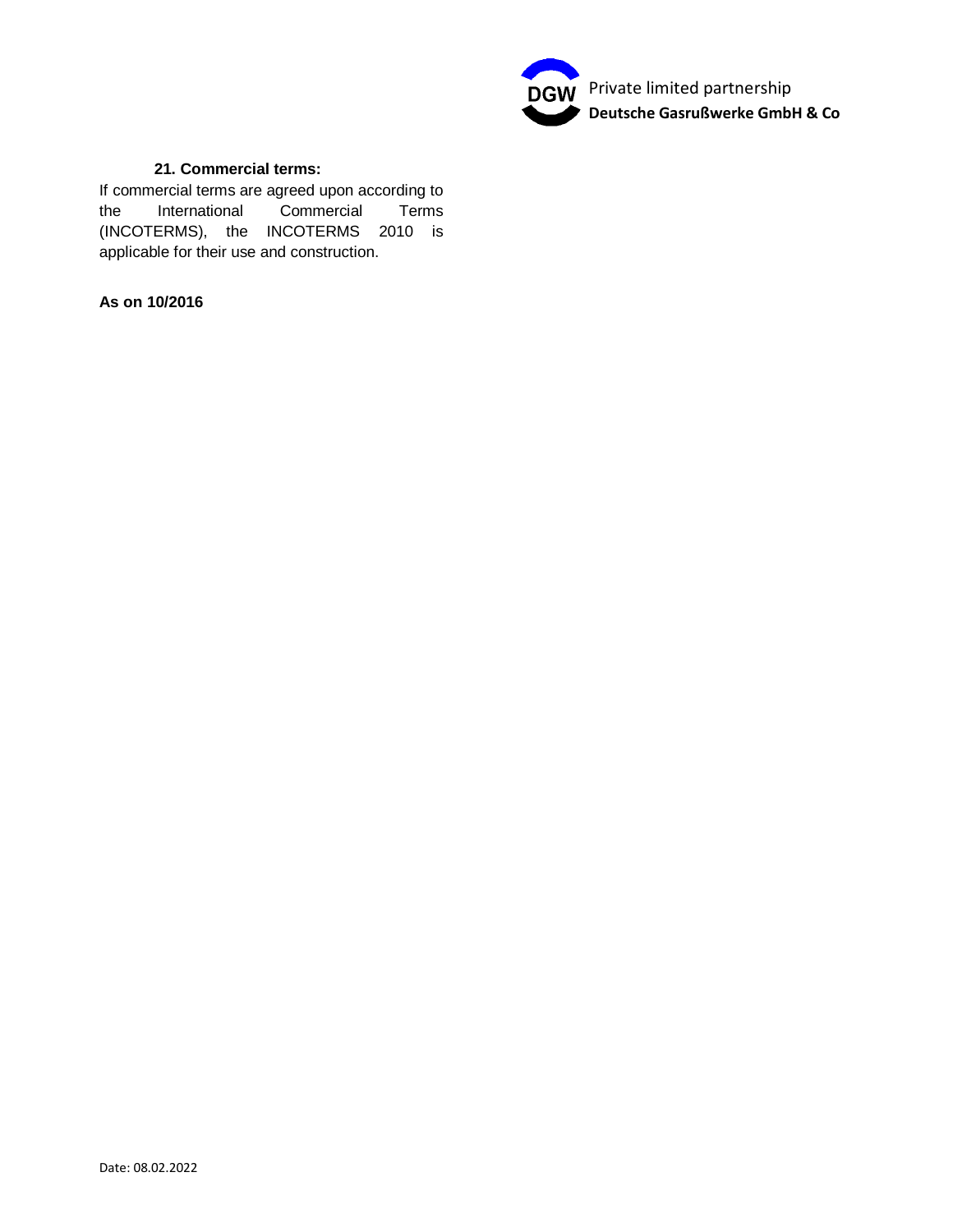## 21. Commercial terms:

If commercial terms are agreed upon according to the International Commercial Terms (INCOTERMS), the INCOTERMS 2010 is applicable for their use and construction.

**As on 10/2016**